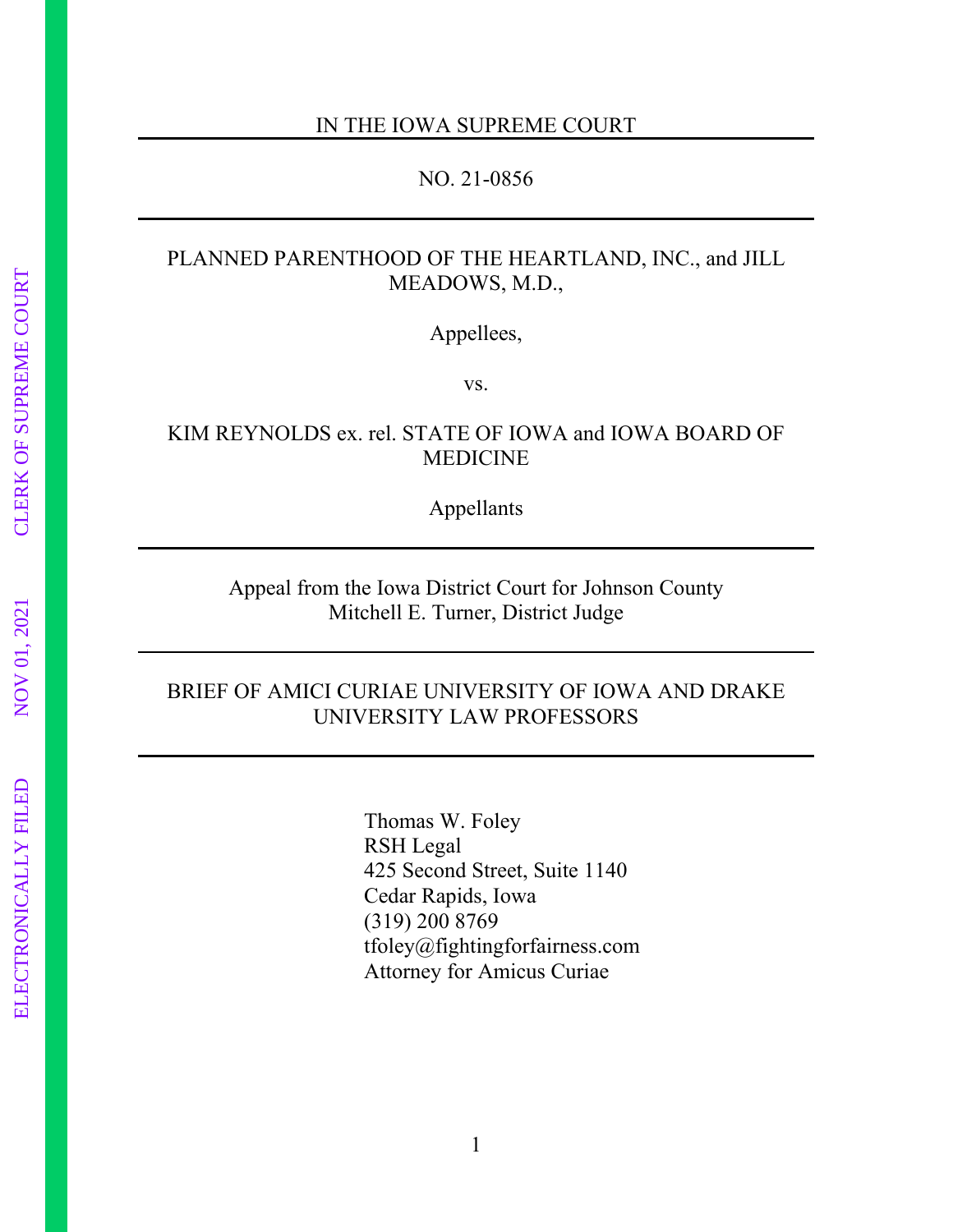IN THE IOWA SUPREME COURT

---

NO. 21-0856

---

PLANNED PARENTHOOD OF THE HEARTLAND, INC., and JILL MEADOWS, M.D.,

Appellees,

vs.

KIM REYNOLDS ex. rel. STATE OF IOWA and IOWA BOARD OF MEDICINE

Appellants

---

Appeal from the Iowa District Court for Johnson County
Mitchell E. Turner, District Judge

---

BRIEF OF AMICI CURIAE UNIVERSITY OF IOWA AND DRAKE UNIVERSITY LAW PROFESSORS

---

Thomas W. Foley
RSH Legal
425 Second Street, Suite 1140
Cedar Rapids, Iowa
(319) 200 8769
tfoley@fightingforfairness.com
Attorney for Amicus Curiae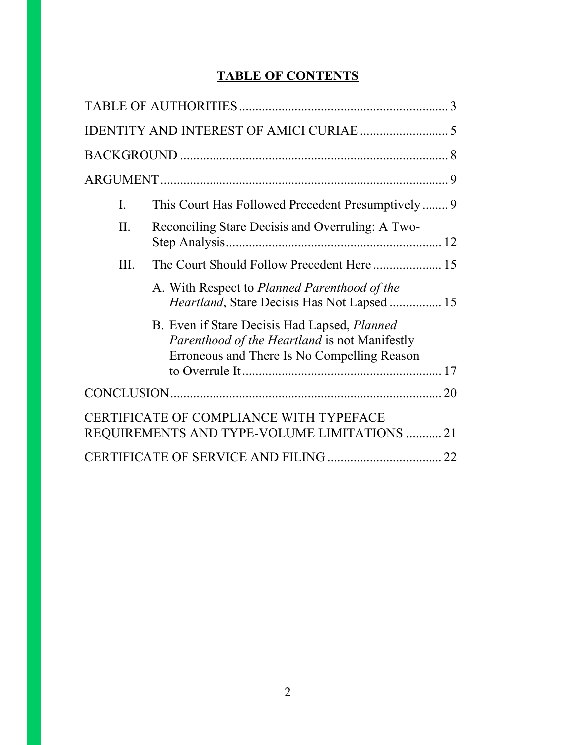# **TABLE OF CONTENTS**

TABLE OF AUTHORITIES ........................................................... 3

IDENTITY AND INTEREST OF AMICI CURIAE ........................... 5

BACKGROUND ............................................................................. 8

ARGUMENT ................................................................................... 9

I. This Court Has Followed Precedent Presumptively ........ 9

II. Reconciling Stare Decisis and Overruling: A Two-Step Analysis ........................................................................ 12

III. The Court Should Follow Precedent Here ..................... 15

A. With Respect to *Planned Parenthood of the Heartland*, Stare Decisis Has Not Lapsed ................ 15

B. Even if Stare Decisis Had Lapsed, *Planned Parenthood of the Heartland* is not Manifestly Erroneous and There Is No Compelling Reason to Overrule It ............................................................ 17

CONCLUSION ............................................................................... 20

CERTIFICATE OF COMPLIANCE WITH TYPEFACE REQUIREMENTS AND TYPE-VOLUME LIMITATIONS ........... 21

CERTIFICATE OF SERVICE AND FILING .................................. 22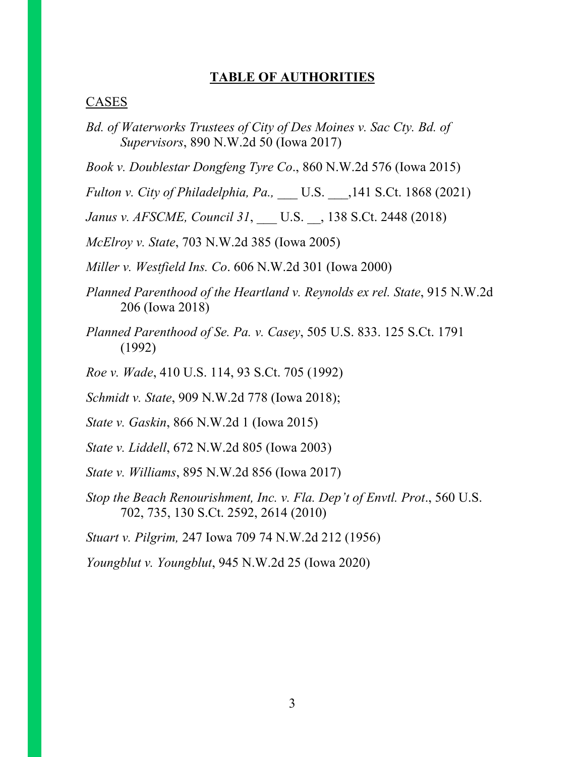## **TABLE OF AUTHORITIES**

CASES

*Bd. of Waterworks Trustees of City of Des Moines v. Sac Cty. Bd. of Supervisors*, 890 N.W.2d 50 (Iowa 2017)

*Book v. Doublestar Dongfeng Tyre Co*., 860 N.W.2d 576 (Iowa 2015)

*Fulton v. City of Philadelphia, Pa.,* ___ U.S. ___,141 S.Ct. 1868 (2021)

*Janus v. AFSCME, Council 31*, ___ U.S. __, 138 S.Ct. 2448 (2018)

*McElroy v. State*, 703 N.W.2d 385 (Iowa 2005)

*Miller v. Westfield Ins. Co*. 606 N.W.2d 301 (Iowa 2000)

*Planned Parenthood of the Heartland v. Reynolds ex rel. State*, 915 N.W.2d 206 (Iowa 2018)

*Planned Parenthood of Se. Pa. v. Casey*, 505 U.S. 833. 125 S.Ct. 1791 (1992)

*Roe v. Wade*, 410 U.S. 114, 93 S.Ct. 705 (1992)

*Schmidt v. State*, 909 N.W.2d 778 (Iowa 2018);

*State v. Gaskin*, 866 N.W.2d 1 (Iowa 2015)

*State v. Liddell*, 672 N.W.2d 805 (Iowa 2003)

*State v. Williams*, 895 N.W.2d 856 (Iowa 2017)

*Stop the Beach Renourishment, Inc. v. Fla. Dep't of Envtl. Prot*., 560 U.S. 702, 735, 130 S.Ct. 2592, 2614 (2010)

*Stuart v. Pilgrim,* 247 Iowa 709 74 N.W.2d 212 (1956)

*Youngblut v. Youngblut*, 945 N.W.2d 25 (Iowa 2020)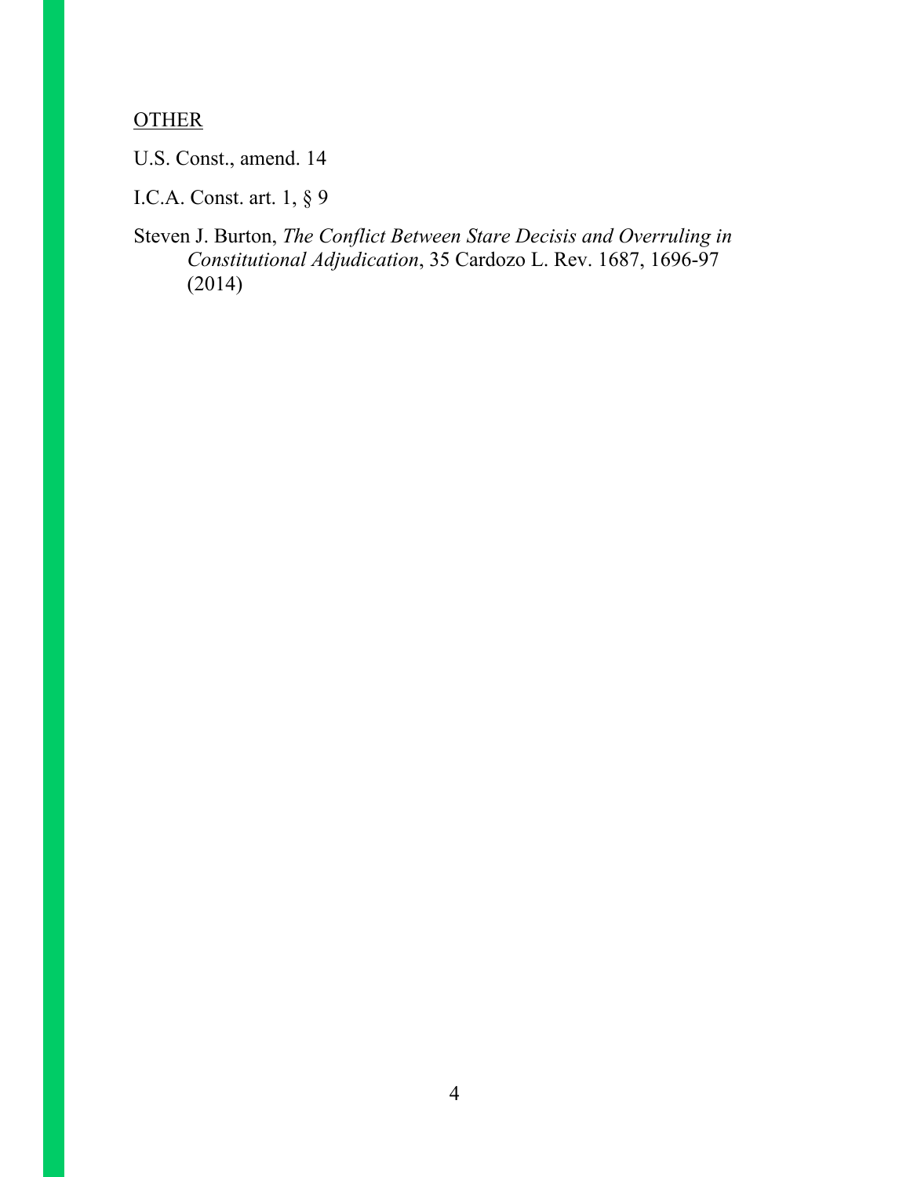<u>OTHER</u>

U.S. Const., amend. 14

I.C.A. Const. art. 1, § 9

Steven J. Burton, *The Conflict Between Stare Decisis and Overruling in Constitutional Adjudication*, 35 Cardozo L. Rev. 1687, 1696-97 (2014)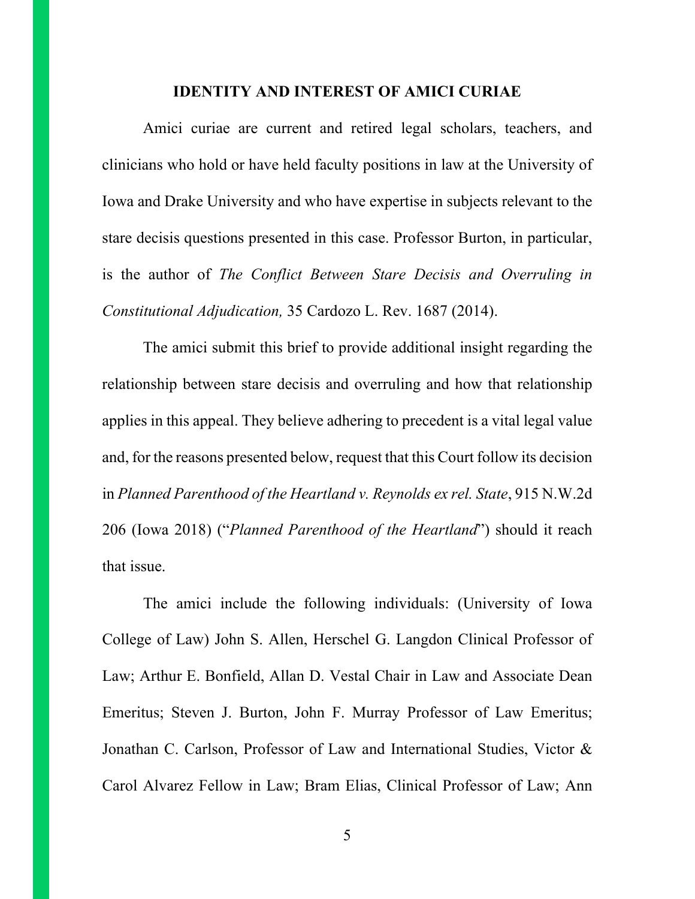## IDENTITY AND INTEREST OF AMICI CURIAE

Amici curiae are current and retired legal scholars, teachers, and clinicians who hold or have held faculty positions in law at the University of Iowa and Drake University and who have expertise in subjects relevant to the stare decisis questions presented in this case. Professor Burton, in particular, is the author of *The Conflict Between Stare Decisis and Overruling in Constitutional Adjudication,* 35 Cardozo L. Rev. 1687 (2014).

The amici submit this brief to provide additional insight regarding the relationship between stare decisis and overruling and how that relationship applies in this appeal. They believe adhering to precedent is a vital legal value and, for the reasons presented below, request that this Court follow its decision in *Planned Parenthood of the Heartland v. Reynolds ex rel. State*, 915 N.W.2d 206 (Iowa 2018) ("*Planned Parenthood of the Heartland*") should it reach that issue.

The amici include the following individuals: (University of Iowa College of Law) John S. Allen, Herschel G. Langdon Clinical Professor of Law; Arthur E. Bonfield, Allan D. Vestal Chair in Law and Associate Dean Emeritus; Steven J. Burton, John F. Murray Professor of Law Emeritus; Jonathan C. Carlson, Professor of Law and International Studies, Victor & Carol Alvarez Fellow in Law; Bram Elias, Clinical Professor of Law; Ann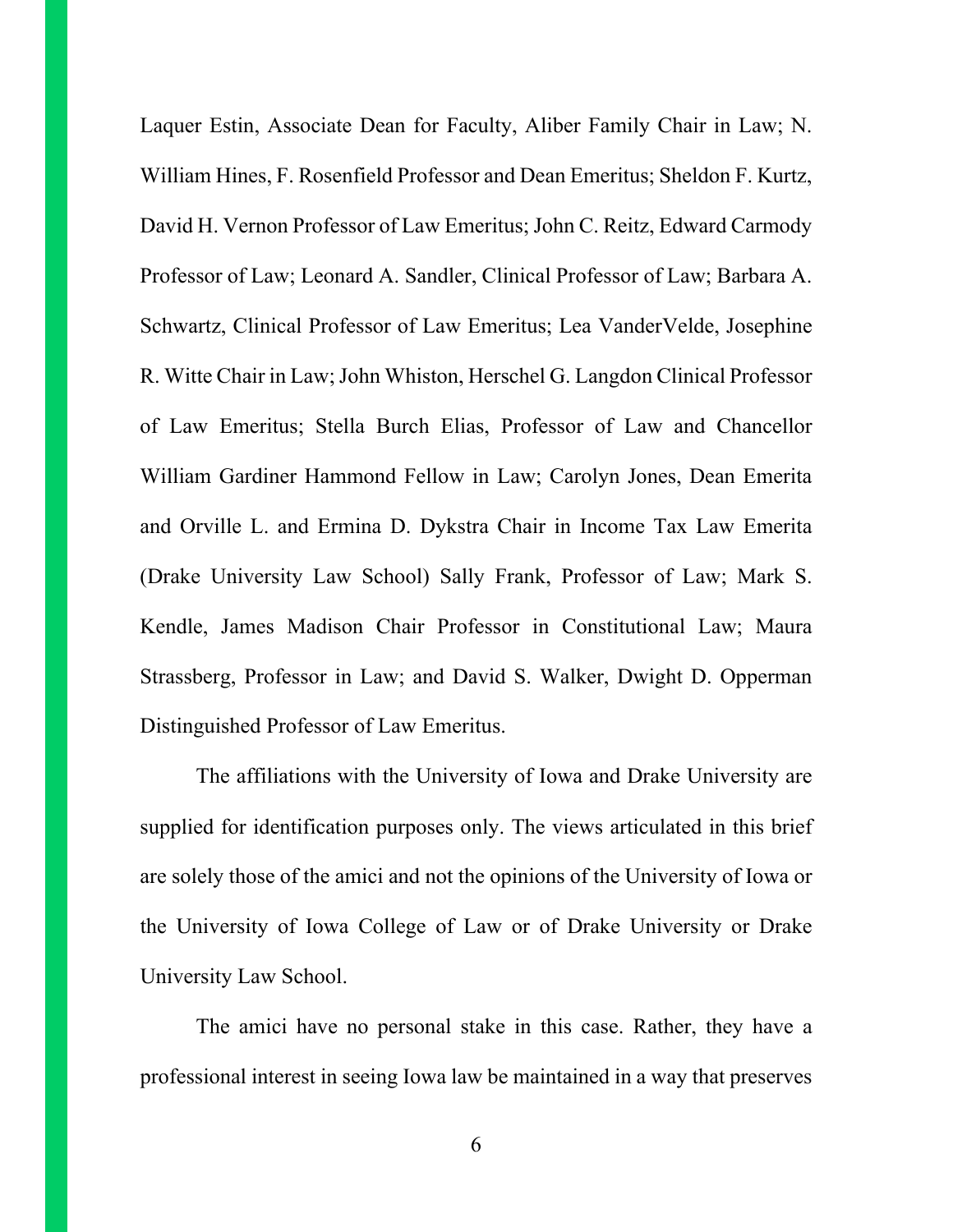Laquer Estin, Associate Dean for Faculty, Aliber Family Chair in Law; N. William Hines, F. Rosenfield Professor and Dean Emeritus; Sheldon F. Kurtz, David H. Vernon Professor of Law Emeritus; John C. Reitz, Edward Carmody Professor of Law; Leonard A. Sandler, Clinical Professor of Law; Barbara A. Schwartz, Clinical Professor of Law Emeritus; Lea VanderVelde, Josephine R. Witte Chair in Law; John Whiston, Herschel G. Langdon Clinical Professor of Law Emeritus; Stella Burch Elias, Professor of Law and Chancellor William Gardiner Hammond Fellow in Law; Carolyn Jones, Dean Emerita and Orville L. and Ermina D. Dykstra Chair in Income Tax Law Emerita (Drake University Law School) Sally Frank, Professor of Law; Mark S. Kendle, James Madison Chair Professor in Constitutional Law; Maura Strassberg, Professor in Law; and David S. Walker, Dwight D. Opperman Distinguished Professor of Law Emeritus.

The affiliations with the University of Iowa and Drake University are supplied for identification purposes only. The views articulated in this brief are solely those of the amici and not the opinions of the University of Iowa or the University of Iowa College of Law or of Drake University or Drake University Law School.

The amici have no personal stake in this case. Rather, they have a professional interest in seeing Iowa law be maintained in a way that preserves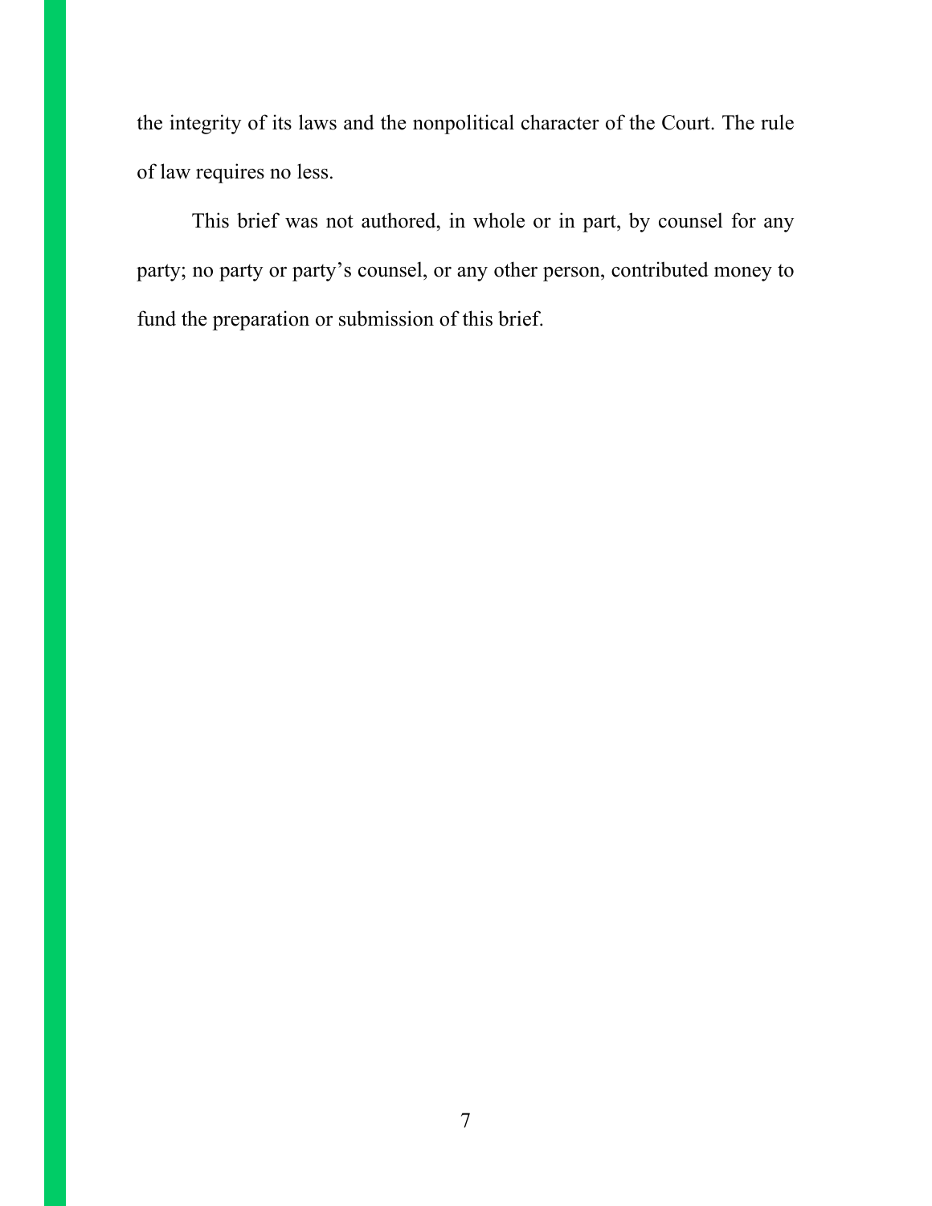the integrity of its laws and the nonpolitical character of the Court. The rule of law requires no less.

This brief was not authored, in whole or in part, by counsel for any party; no party or party's counsel, or any other person, contributed money to fund the preparation or submission of this brief.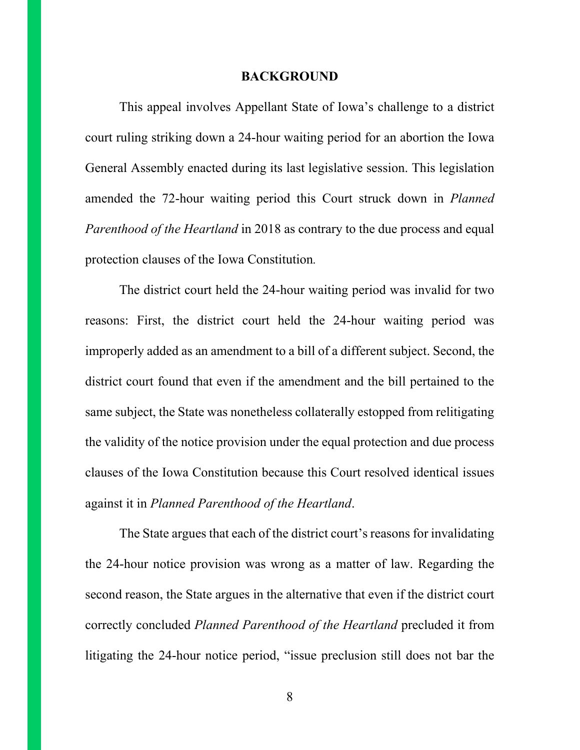## BACKGROUND

This appeal involves Appellant State of Iowa's challenge to a district court ruling striking down a 24-hour waiting period for an abortion the Iowa General Assembly enacted during its last legislative session. This legislation amended the 72-hour waiting period this Court struck down in *Planned Parenthood of the Heartland* in 2018 as contrary to the due process and equal protection clauses of the Iowa Constitution.

The district court held the 24-hour waiting period was invalid for two reasons: First, the district court held the 24-hour waiting period was improperly added as an amendment to a bill of a different subject. Second, the district court found that even if the amendment and the bill pertained to the same subject, the State was nonetheless collaterally estopped from relitigating the validity of the notice provision under the equal protection and due process clauses of the Iowa Constitution because this Court resolved identical issues against it in *Planned Parenthood of the Heartland*.

The State argues that each of the district court's reasons for invalidating the 24-hour notice provision was wrong as a matter of law. Regarding the second reason, the State argues in the alternative that even if the district court correctly concluded *Planned Parenthood of the Heartland* precluded it from litigating the 24-hour notice period, "issue preclusion still does not bar the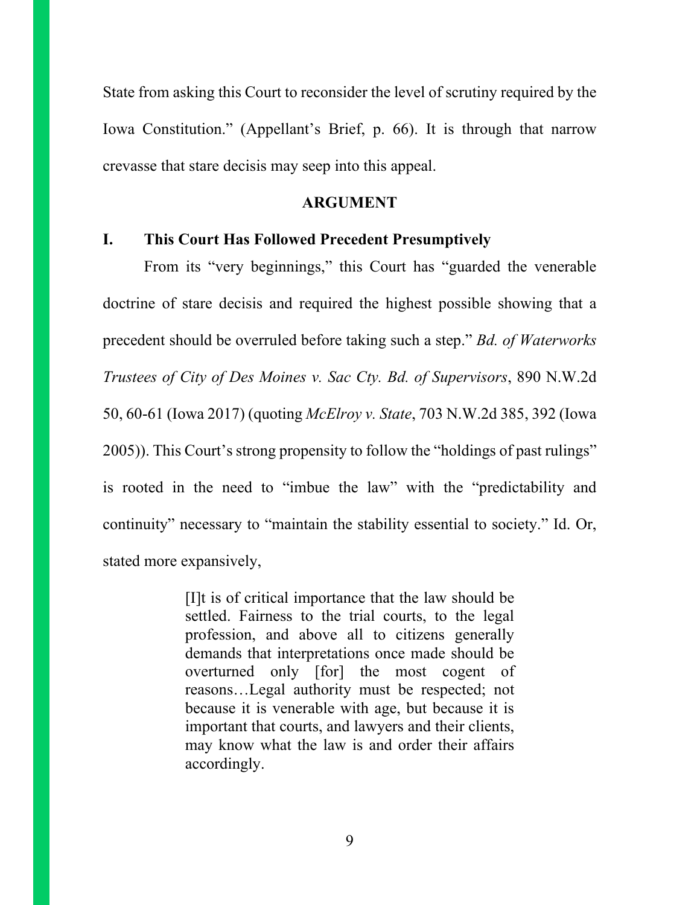State from asking this Court to reconsider the level of scrutiny required by the Iowa Constitution." (Appellant's Brief, p. 66). It is through that narrow crevasse that stare decisis may seep into this appeal.

## ARGUMENT

### I. This Court Has Followed Precedent Presumptively

From its "very beginnings," this Court has "guarded the venerable doctrine of stare decisis and required the highest possible showing that a precedent should be overruled before taking such a step." *Bd. of Waterworks Trustees of City of Des Moines v. Sac Cty. Bd. of Supervisors*, 890 N.W.2d 50, 60-61 (Iowa 2017) (quoting *McElroy v. State*, 703 N.W.2d 385, 392 (Iowa 2005)). This Court's strong propensity to follow the "holdings of past rulings" is rooted in the need to "imbue the law" with the "predictability and continuity" necessary to "maintain the stability essential to society." Id. Or, stated more expansively,

> [I]t is of critical importance that the law should be settled. Fairness to the trial courts, to the legal profession, and above all to citizens generally demands that interpretations once made should be overturned only [for] the most cogent of reasons…Legal authority must be respected; not because it is venerable with age, but because it is important that courts, and lawyers and their clients, may know what the law is and order their affairs accordingly.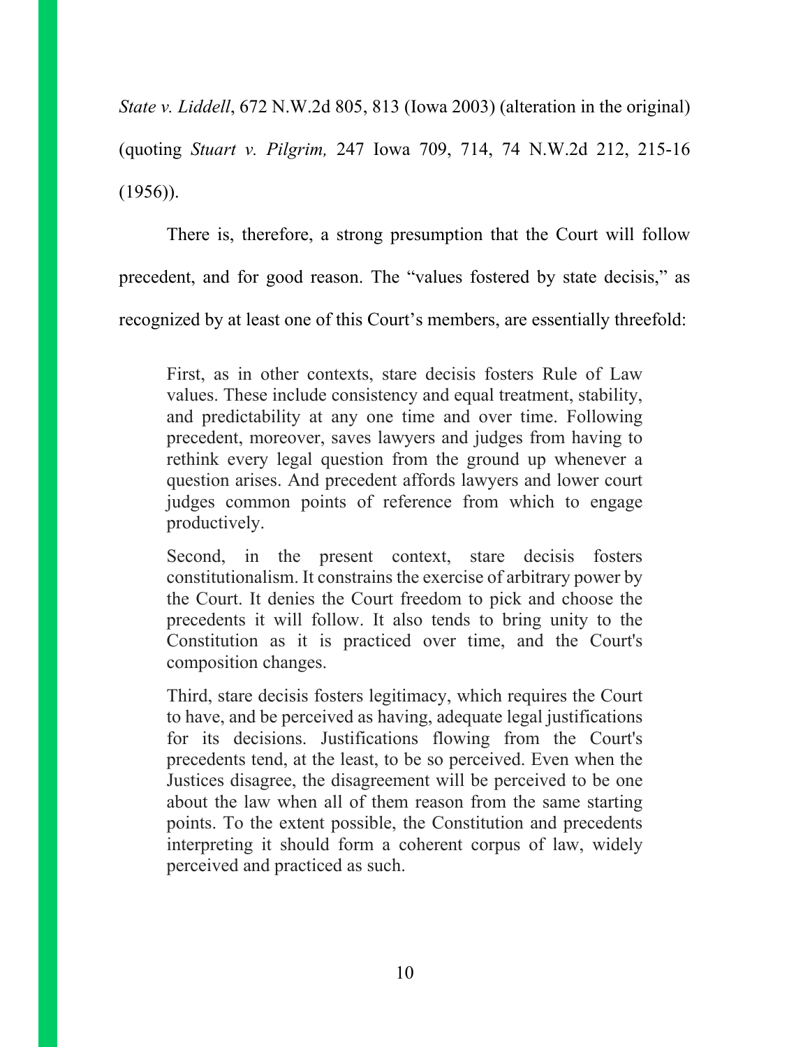*State v. Liddell*, 672 N.W.2d 805, 813 (Iowa 2003) (alteration in the original) (quoting *Stuart v. Pilgrim,* 247 Iowa 709, 714, 74 N.W.2d 212, 215-16 (1956)).

There is, therefore, a strong presumption that the Court will follow precedent, and for good reason. The "values fostered by state decisis," as recognized by at least one of this Court's members, are essentially threefold:

> First, as in other contexts, stare decisis fosters Rule of Law values. These include consistency and equal treatment, stability, and predictability at any one time and over time. Following precedent, moreover, saves lawyers and judges from having to rethink every legal question from the ground up whenever a question arises. And precedent affords lawyers and lower court judges common points of reference from which to engage productively.
>
> Second, in the present context, stare decisis fosters constitutionalism. It constrains the exercise of arbitrary power by the Court. It denies the Court freedom to pick and choose the precedents it will follow. It also tends to bring unity to the Constitution as it is practiced over time, and the Court's composition changes.
>
> Third, stare decisis fosters legitimacy, which requires the Court to have, and be perceived as having, adequate legal justifications for its decisions. Justifications flowing from the Court's precedents tend, at the least, to be so perceived. Even when the Justices disagree, the disagreement will be perceived to be one about the law when all of them reason from the same starting points. To the extent possible, the Constitution and precedents interpreting it should form a coherent corpus of law, widely perceived and practiced as such.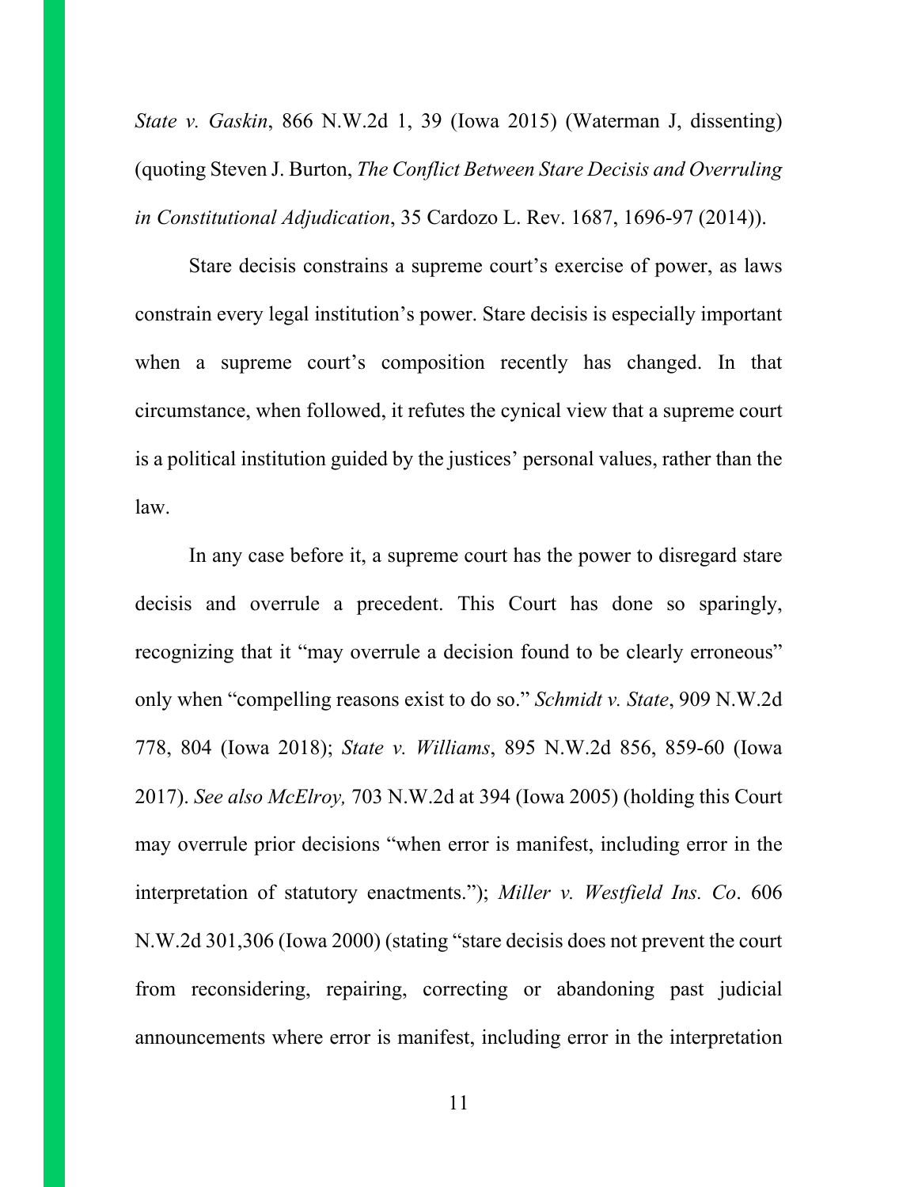*State v. Gaskin*, 866 N.W.2d 1, 39 (Iowa 2015) (Waterman J, dissenting) (quoting Steven J. Burton, *The Conflict Between Stare Decisis and Overruling in Constitutional Adjudication*, 35 Cardozo L. Rev. 1687, 1696-97 (2014)).

Stare decisis constrains a supreme court's exercise of power, as laws constrain every legal institution's power. Stare decisis is especially important when a supreme court's composition recently has changed. In that circumstance, when followed, it refutes the cynical view that a supreme court is a political institution guided by the justices' personal values, rather than the law.

In any case before it, a supreme court has the power to disregard stare decisis and overrule a precedent. This Court has done so sparingly, recognizing that it "may overrule a decision found to be clearly erroneous" only when "compelling reasons exist to do so." *Schmidt v. State*, 909 N.W.2d 778, 804 (Iowa 2018); *State v. Williams*, 895 N.W.2d 856, 859-60 (Iowa 2017). *See also McElroy,* 703 N.W.2d at 394 (Iowa 2005) (holding this Court may overrule prior decisions "when error is manifest, including error in the interpretation of statutory enactments."); *Miller v. Westfield Ins. Co*. 606 N.W.2d 301,306 (Iowa 2000) (stating "stare decisis does not prevent the court from reconsidering, repairing, correcting or abandoning past judicial announcements where error is manifest, including error in the interpretation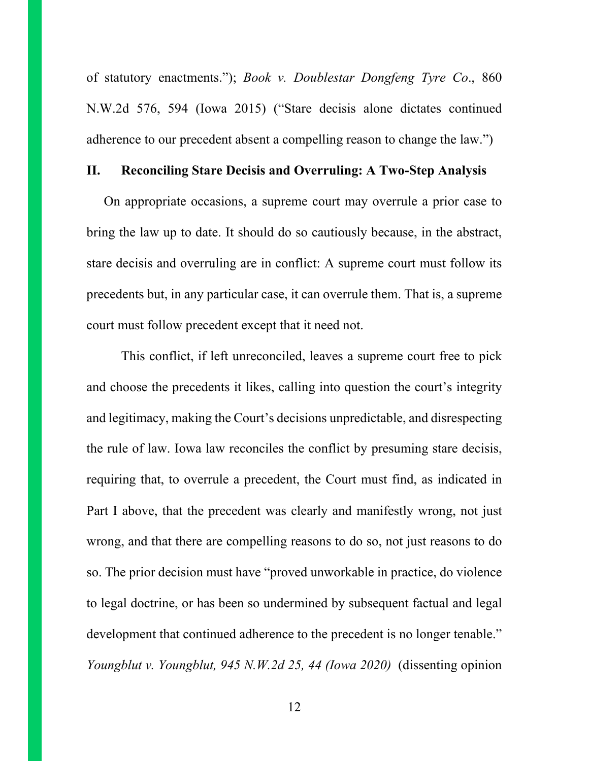of statutory enactments."); *Book v. Doublestar Dongfeng Tyre Co*., 860 N.W.2d 576, 594 (Iowa 2015) ("Stare decisis alone dictates continued adherence to our precedent absent a compelling reason to change the law.")

## II. Reconciling Stare Decisis and Overruling: A Two-Step Analysis

On appropriate occasions, a supreme court may overrule a prior case to bring the law up to date. It should do so cautiously because, in the abstract, stare decisis and overruling are in conflict: A supreme court must follow its precedents but, in any particular case, it can overrule them. That is, a supreme court must follow precedent except that it need not.

This conflict, if left unreconciled, leaves a supreme court free to pick and choose the precedents it likes, calling into question the court's integrity and legitimacy, making the Court's decisions unpredictable, and disrespecting the rule of law. Iowa law reconciles the conflict by presuming stare decisis, requiring that, to overrule a precedent, the Court must find, as indicated in Part I above, that the precedent was clearly and manifestly wrong, not just wrong, and that there are compelling reasons to do so, not just reasons to do so. The prior decision must have "proved unworkable in practice, do violence to legal doctrine, or has been so undermined by subsequent factual and legal development that continued adherence to the precedent is no longer tenable." *Youngblut v. Youngblut, 945 N.W.2d 25, 44 (Iowa 2020)* (dissenting opinion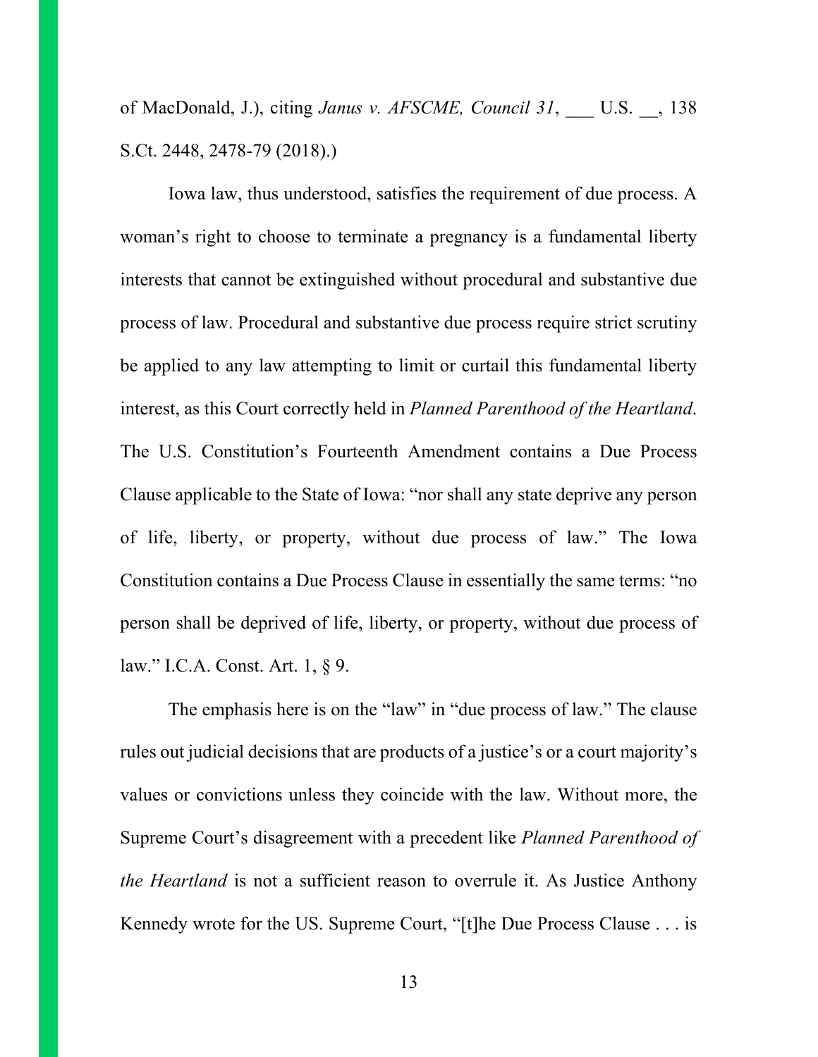of MacDonald, J.), citing *Janus v. AFSCME, Council 31*, ___ U.S. __, 138 S.Ct. 2448, 2478-79 (2018).)

Iowa law, thus understood, satisfies the requirement of due process. A woman's right to choose to terminate a pregnancy is a fundamental liberty interests that cannot be extinguished without procedural and substantive due process of law. Procedural and substantive due process require strict scrutiny be applied to any law attempting to limit or curtail this fundamental liberty interest, as this Court correctly held in *Planned Parenthood of the Heartland*. The U.S. Constitution's Fourteenth Amendment contains a Due Process Clause applicable to the State of Iowa: "nor shall any state deprive any person of life, liberty, or property, without due process of law." The Iowa Constitution contains a Due Process Clause in essentially the same terms: "no person shall be deprived of life, liberty, or property, without due process of law." I.C.A. Const. Art. 1, § 9.

The emphasis here is on the "law" in "due process of law." The clause rules out judicial decisions that are products of a justice's or a court majority's values or convictions unless they coincide with the law. Without more, the Supreme Court's disagreement with a precedent like *Planned Parenthood of the Heartland* is not a sufficient reason to overrule it. As Justice Anthony Kennedy wrote for the US. Supreme Court, "[t]he Due Process Clause . . . is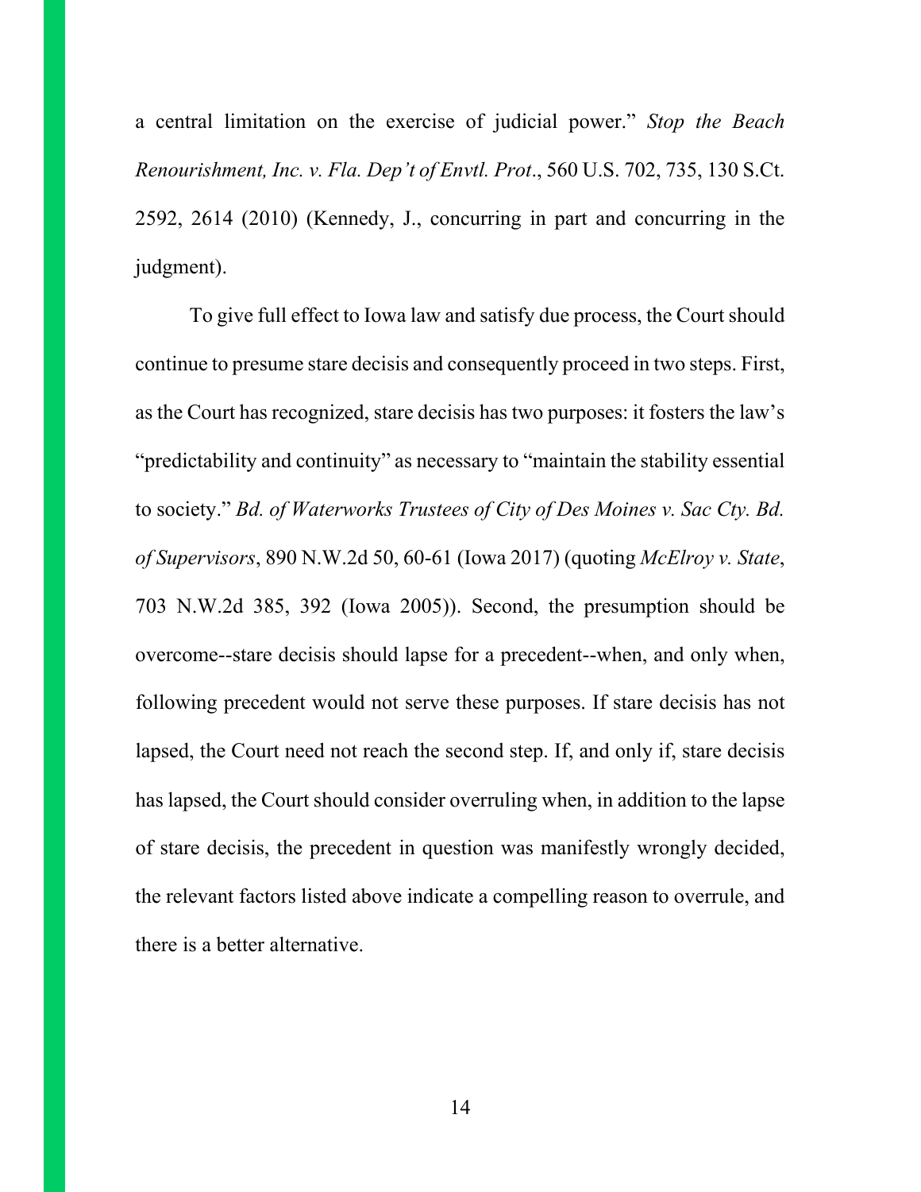a central limitation on the exercise of judicial power." *Stop the Beach Renourishment, Inc. v. Fla. Dep't of Envtl. Prot*., 560 U.S. 702, 735, 130 S.Ct. 2592, 2614 (2010) (Kennedy, J., concurring in part and concurring in the judgment).

To give full effect to Iowa law and satisfy due process, the Court should continue to presume stare decisis and consequently proceed in two steps. First, as the Court has recognized, stare decisis has two purposes: it fosters the law's "predictability and continuity" as necessary to "maintain the stability essential to society." *Bd. of Waterworks Trustees of City of Des Moines v. Sac Cty. Bd. of Supervisors*, 890 N.W.2d 50, 60-61 (Iowa 2017) (quoting *McElroy v. State*, 703 N.W.2d 385, 392 (Iowa 2005)). Second, the presumption should be overcome--stare decisis should lapse for a precedent--when, and only when, following precedent would not serve these purposes. If stare decisis has not lapsed, the Court need not reach the second step. If, and only if, stare decisis has lapsed, the Court should consider overruling when, in addition to the lapse of stare decisis, the precedent in question was manifestly wrongly decided, the relevant factors listed above indicate a compelling reason to overrule, and there is a better alternative.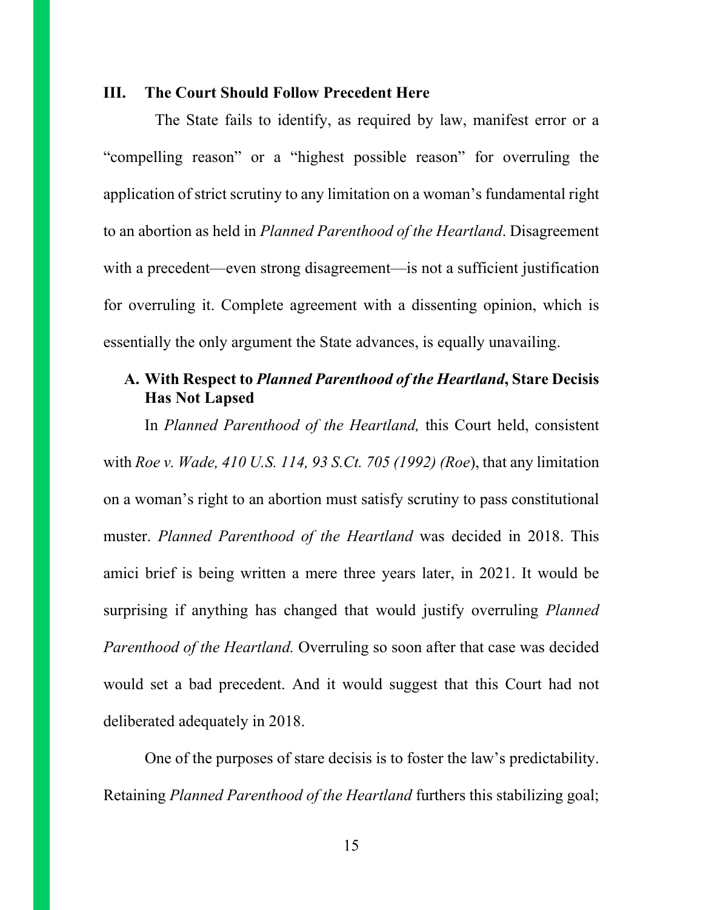## III. The Court Should Follow Precedent Here

The State fails to identify, as required by law, manifest error or a "compelling reason" or a "highest possible reason" for overruling the application of strict scrutiny to any limitation on a woman's fundamental right to an abortion as held in *Planned Parenthood of the Heartland*. Disagreement with a precedent—even strong disagreement—is not a sufficient justification for overruling it. Complete agreement with a dissenting opinion, which is essentially the only argument the State advances, is equally unavailing.

### A. With Respect to *Planned Parenthood of the Heartland*, Stare Decisis Has Not Lapsed

In *Planned Parenthood of the Heartland,* this Court held, consistent with *Roe v. Wade, 410 U.S. 114, 93 S.Ct. 705 (1992) (Roe*), that any limitation on a woman's right to an abortion must satisfy scrutiny to pass constitutional muster. *Planned Parenthood of the Heartland* was decided in 2018. This amici brief is being written a mere three years later, in 2021. It would be surprising if anything has changed that would justify overruling *Planned Parenthood of the Heartland.* Overruling so soon after that case was decided would set a bad precedent. And it would suggest that this Court had not deliberated adequately in 2018.

One of the purposes of stare decisis is to foster the law's predictability. Retaining *Planned Parenthood of the Heartland* furthers this stabilizing goal;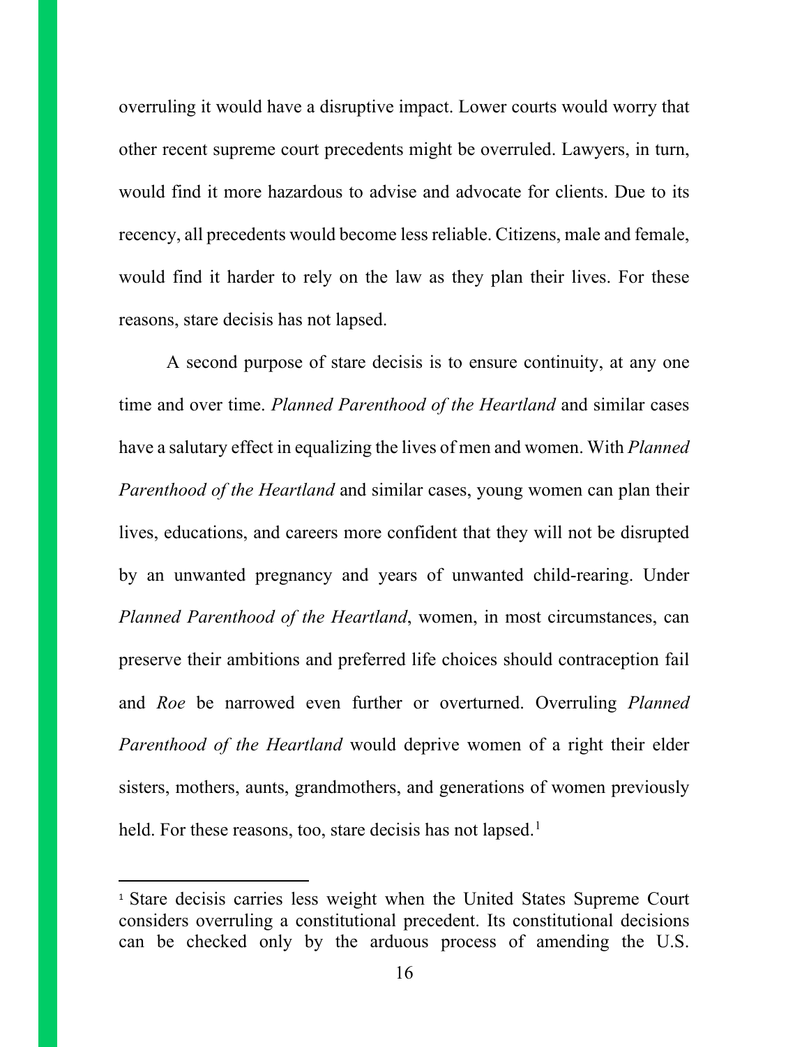overruling it would have a disruptive impact. Lower courts would worry that other recent supreme court precedents might be overruled. Lawyers, in turn, would find it more hazardous to advise and advocate for clients. Due to its recency, all precedents would become less reliable. Citizens, male and female, would find it harder to rely on the law as they plan their lives. For these reasons, stare decisis has not lapsed.

A second purpose of stare decisis is to ensure continuity, at any one time and over time. *Planned Parenthood of the Heartland* and similar cases have a salutary effect in equalizing the lives of men and women. With *Planned Parenthood of the Heartland* and similar cases, young women can plan their lives, educations, and careers more confident that they will not be disrupted by an unwanted pregnancy and years of unwanted child-rearing. Under *Planned Parenthood of the Heartland*, women, in most circumstances, can preserve their ambitions and preferred life choices should contraception fail and *Roe* be narrowed even further or overturned. Overruling *Planned Parenthood of the Heartland* would deprive women of a right their elder sisters, mothers, aunts, grandmothers, and generations of women previously held. For these reasons, too, stare decisis has not lapsed.[1]

---

[1] Stare decisis carries less weight when the United States Supreme Court considers overruling a constitutional precedent. Its constitutional decisions can be checked only by the arduous process of amending the U.S.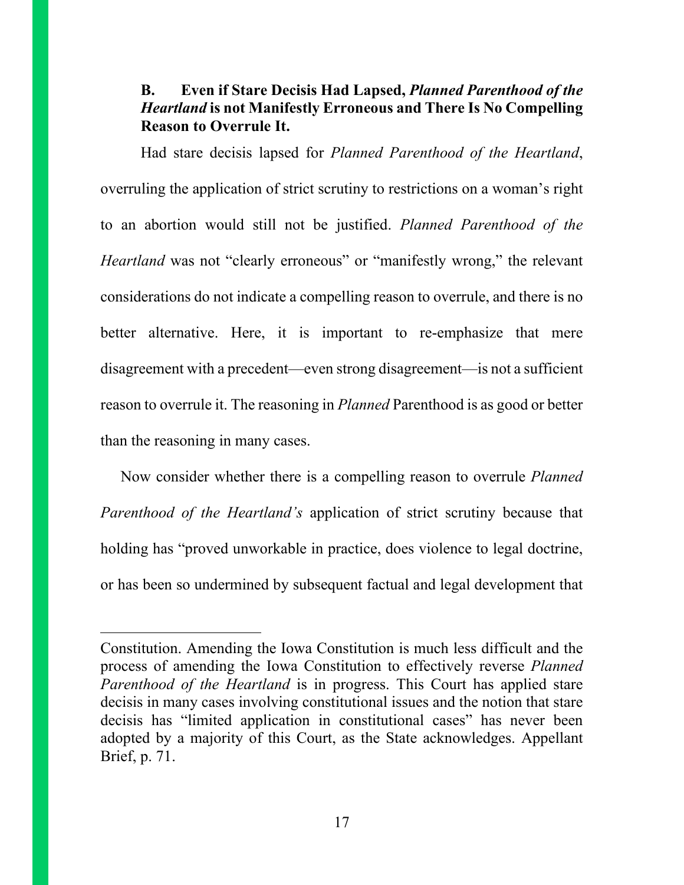### B. Even if Stare Decisis Had Lapsed, *Planned Parenthood of the Heartland* is not Manifestly Erroneous and There Is No Compelling Reason to Overrule It.

Had stare decisis lapsed for *Planned Parenthood of the Heartland*, overruling the application of strict scrutiny to restrictions on a woman's right to an abortion would still not be justified. *Planned Parenthood of the Heartland* was not "clearly erroneous" or "manifestly wrong," the relevant considerations do not indicate a compelling reason to overrule, and there is no better alternative. Here, it is important to re-emphasize that mere disagreement with a precedent—even strong disagreement—is not a sufficient reason to overrule it. The reasoning in *Planned* Parenthood is as good or better than the reasoning in many cases.

Now consider whether there is a compelling reason to overrule *Planned Parenthood of the Heartland's* application of strict scrutiny because that holding has "proved unworkable in practice, does violence to legal doctrine, or has been so undermined by subsequent factual and legal development that

---

Constitution. Amending the Iowa Constitution is much less difficult and the process of amending the Iowa Constitution to effectively reverse *Planned Parenthood of the Heartland* is in progress. This Court has applied stare decisis in many cases involving constitutional issues and the notion that stare decisis has "limited application in constitutional cases" has never been adopted by a majority of this Court, as the State acknowledges. Appellant Brief, p. 71.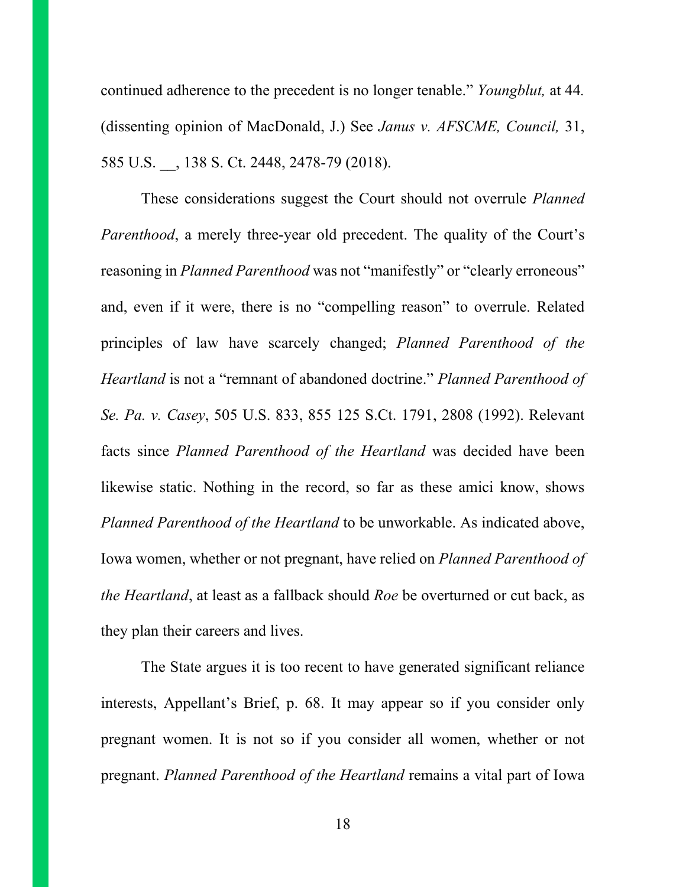continued adherence to the precedent is no longer tenable." *Youngblut,* at 44. (dissenting opinion of MacDonald, J.) See *Janus v. AFSCME, Council,* 31, 585 U.S. __, 138 S. Ct. 2448, 2478-79 (2018).

These considerations suggest the Court should not overrule *Planned Parenthood*, a merely three-year old precedent. The quality of the Court's reasoning in *Planned Parenthood* was not "manifestly" or "clearly erroneous" and, even if it were, there is no "compelling reason" to overrule. Related principles of law have scarcely changed; *Planned Parenthood of the Heartland* is not a "remnant of abandoned doctrine." *Planned Parenthood of Se. Pa. v. Casey*, 505 U.S. 833, 855 125 S.Ct. 1791, 2808 (1992). Relevant facts since *Planned Parenthood of the Heartland* was decided have been likewise static. Nothing in the record, so far as these amici know, shows *Planned Parenthood of the Heartland* to be unworkable. As indicated above, Iowa women, whether or not pregnant, have relied on *Planned Parenthood of the Heartland*, at least as a fallback should *Roe* be overturned or cut back, as they plan their careers and lives.

The State argues it is too recent to have generated significant reliance interests, Appellant's Brief, p. 68. It may appear so if you consider only pregnant women. It is not so if you consider all women, whether or not pregnant. *Planned Parenthood of the Heartland* remains a vital part of Iowa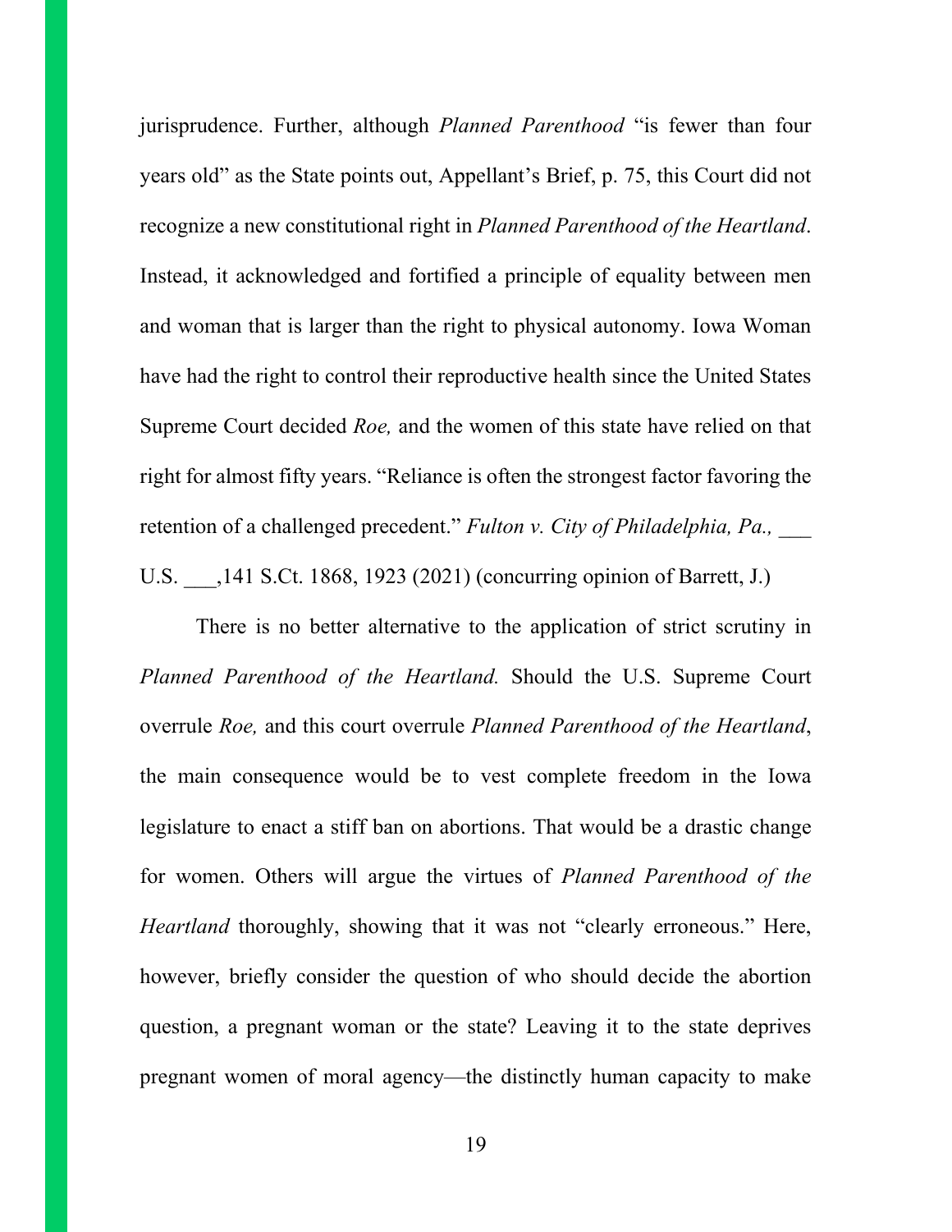jurisprudence. Further, although *Planned Parenthood* "is fewer than four years old" as the State points out, Appellant's Brief, p. 75, this Court did not recognize a new constitutional right in *Planned Parenthood of the Heartland*. Instead, it acknowledged and fortified a principle of equality between men and woman that is larger than the right to physical autonomy. Iowa Woman have had the right to control their reproductive health since the United States Supreme Court decided *Roe,* and the women of this state have relied on that right for almost fifty years. "Reliance is often the strongest factor favoring the retention of a challenged precedent." *Fulton v. City of Philadelphia, Pa.,* ___ U.S. ___,141 S.Ct. 1868, 1923 (2021) (concurring opinion of Barrett, J.)

There is no better alternative to the application of strict scrutiny in *Planned Parenthood of the Heartland.* Should the U.S. Supreme Court overrule *Roe,* and this court overrule *Planned Parenthood of the Heartland*, the main consequence would be to vest complete freedom in the Iowa legislature to enact a stiff ban on abortions. That would be a drastic change for women. Others will argue the virtues of *Planned Parenthood of the Heartland* thoroughly, showing that it was not "clearly erroneous." Here, however, briefly consider the question of who should decide the abortion question, a pregnant woman or the state? Leaving it to the state deprives pregnant women of moral agency—the distinctly human capacity to make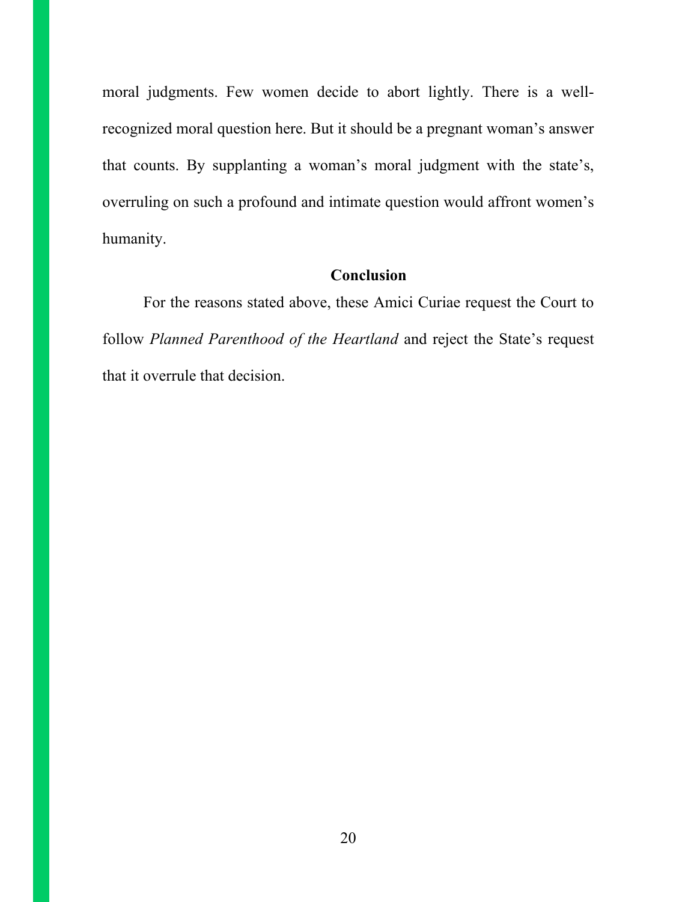moral judgments. Few women decide to abort lightly. There is a well-recognized moral question here. But it should be a pregnant woman's answer that counts. By supplanting a woman's moral judgment with the state's, overruling on such a profound and intimate question would affront women's humanity.

## Conclusion

For the reasons stated above, these Amici Curiae request the Court to follow *Planned Parenthood of the Heartland* and reject the State's request that it overrule that decision.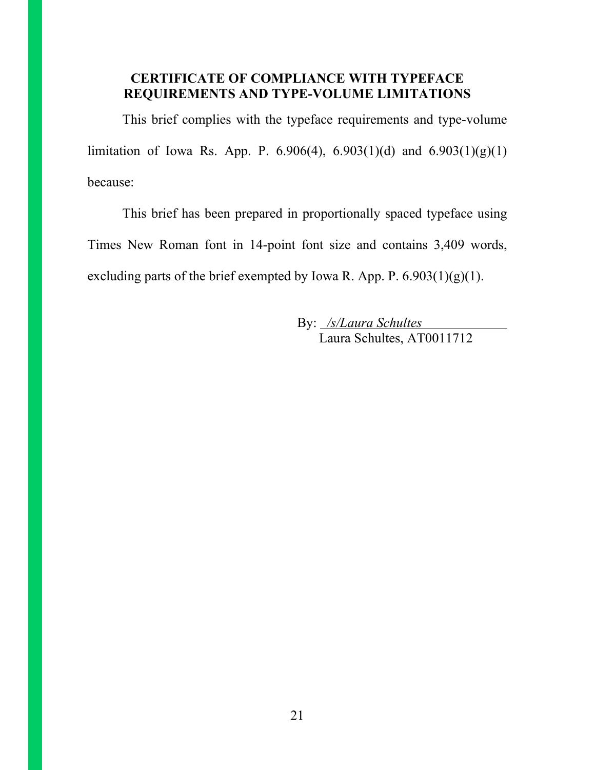## CERTIFICATE OF COMPLIANCE WITH TYPEFACE REQUIREMENTS AND TYPE-VOLUME LIMITATIONS

This brief complies with the typeface requirements and type-volume limitation of Iowa Rs. App. P. 6.906(4), 6.903(1)(d) and 6.903(1)(g)(1) because:

This brief has been prepared in proportionally spaced typeface using Times New Roman font in 14-point font size and contains 3,409 words, excluding parts of the brief exempted by Iowa R. App. P. 6.903(1)(g)(1).

By: *<u>/s/Laura Schultes</u>*
Laura Schultes, AT0011712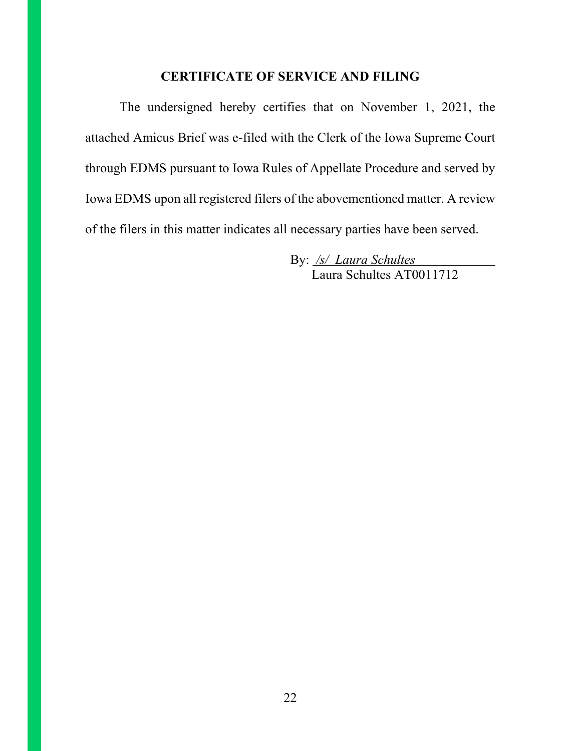**CERTIFICATE OF SERVICE AND FILING**

The undersigned hereby certifies that on November 1, 2021, the attached Amicus Brief was e-filed with the Clerk of the Iowa Supreme Court through EDMS pursuant to Iowa Rules of Appellate Procedure and served by Iowa EDMS upon all registered filers of the abovementioned matter. A review of the filers in this matter indicates all necessary parties have been served.

By: */s/ Laura Schultes*
Laura Schultes AT0011712